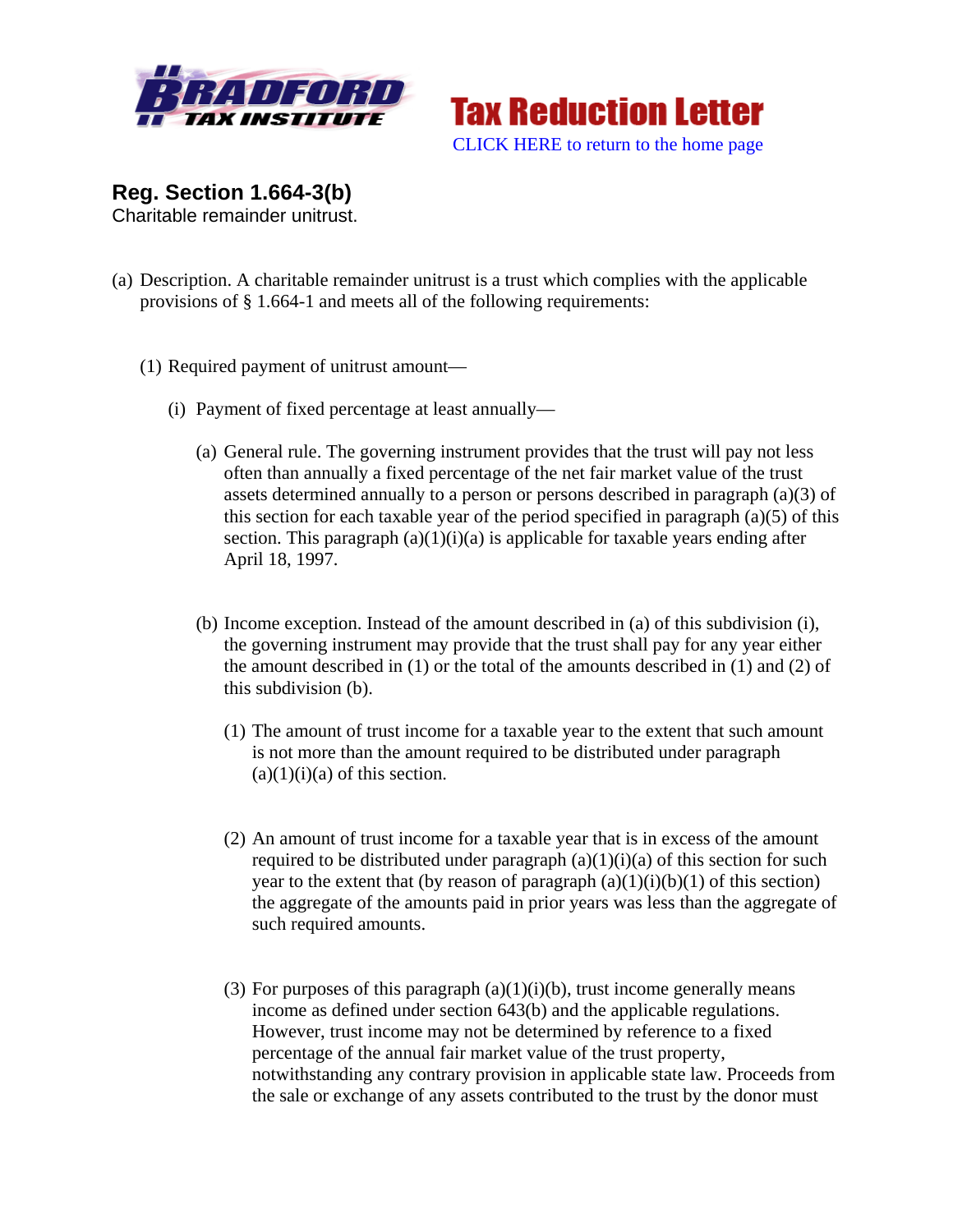Bradford Tax Institute

**Tax Reduction Letter**

CLICK HERE to return to the home page

## Reg. Section 1.664-3(b)

Charitable remainder unitrust.

(a) Description. A charitable remainder unitrust is a trust which complies with the applicable provisions of § 1.664-1 and meets all of the following requirements:

(1) Required payment of unitrust amount—

(i) Payment of fixed percentage at least annually—

(a) General rule. The governing instrument provides that the trust will pay not less often than annually a fixed percentage of the net fair market value of the trust assets determined annually to a person or persons described in paragraph (a)(3) of this section for each taxable year of the period specified in paragraph (a)(5) of this section. This paragraph (a)(1)(i)(a) is applicable for taxable years ending after April 18, 1997.

(b) Income exception. Instead of the amount described in (a) of this subdivision (i), the governing instrument may provide that the trust shall pay for any year either the amount described in (1) or the total of the amounts described in (1) and (2) of this subdivision (b).

(1) The amount of trust income for a taxable year to the extent that such amount is not more than the amount required to be distributed under paragraph (a)(1)(i)(a) of this section.

(2) An amount of trust income for a taxable year that is in excess of the amount required to be distributed under paragraph (a)(1)(i)(a) of this section for such year to the extent that (by reason of paragraph (a)(1)(i)(b)(1) of this section) the aggregate of the amounts paid in prior years was less than the aggregate of such required amounts.

(3) For purposes of this paragraph (a)(1)(i)(b), trust income generally means income as defined under section 643(b) and the applicable regulations. However, trust income may not be determined by reference to a fixed percentage of the annual fair market value of the trust property, notwithstanding any contrary provision in applicable state law. Proceeds from the sale or exchange of any assets contributed to the trust by the donor must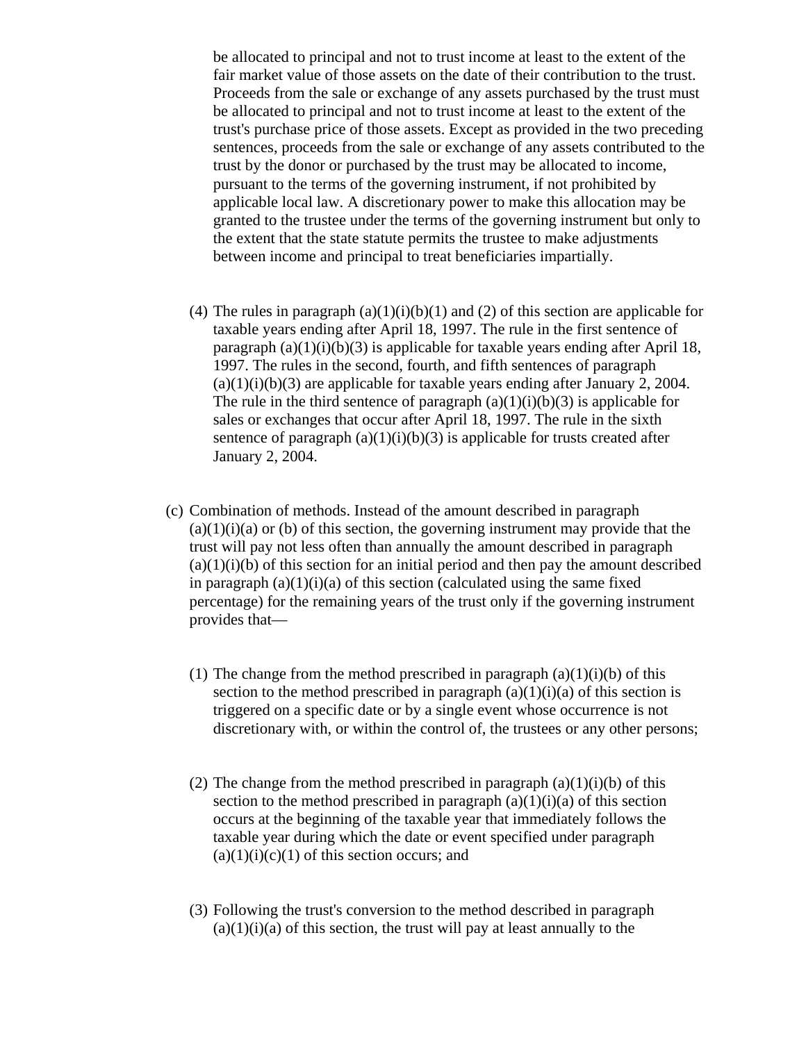be allocated to principal and not to trust income at least to the extent of the fair market value of those assets on the date of their contribution to the trust. Proceeds from the sale or exchange of any assets purchased by the trust must be allocated to principal and not to trust income at least to the extent of the trust's purchase price of those assets. Except as provided in the two preceding sentences, proceeds from the sale or exchange of any assets contributed to the trust by the donor or purchased by the trust may be allocated to income, pursuant to the terms of the governing instrument, if not prohibited by applicable local law. A discretionary power to make this allocation may be granted to the trustee under the terms of the governing instrument but only to the extent that the state statute permits the trustee to make adjustments between income and principal to treat beneficiaries impartially.

(4) The rules in paragraph (a)(1)(i)(b)(1) and (2) of this section are applicable for taxable years ending after April 18, 1997. The rule in the first sentence of paragraph (a)(1)(i)(b)(3) is applicable for taxable years ending after April 18, 1997. The rules in the second, fourth, and fifth sentences of paragraph (a)(1)(i)(b)(3) are applicable for taxable years ending after January 2, 2004. The rule in the third sentence of paragraph (a)(1)(i)(b)(3) is applicable for sales or exchanges that occur after April 18, 1997. The rule in the sixth sentence of paragraph (a)(1)(i)(b)(3) is applicable for trusts created after January 2, 2004.

(c) Combination of methods. Instead of the amount described in paragraph (a)(1)(i)(a) or (b) of this section, the governing instrument may provide that the trust will pay not less often than annually the amount described in paragraph (a)(1)(i)(b) of this section for an initial period and then pay the amount described in paragraph (a)(1)(i)(a) of this section (calculated using the same fixed percentage) for the remaining years of the trust only if the governing instrument provides that—

(1) The change from the method prescribed in paragraph (a)(1)(i)(b) of this section to the method prescribed in paragraph (a)(1)(i)(a) of this section is triggered on a specific date or by a single event whose occurrence is not discretionary with, or within the control of, the trustees or any other persons;

(2) The change from the method prescribed in paragraph (a)(1)(i)(b) of this section to the method prescribed in paragraph (a)(1)(i)(a) of this section occurs at the beginning of the taxable year that immediately follows the taxable year during which the date or event specified under paragraph (a)(1)(i)(c)(1) of this section occurs; and

(3) Following the trust's conversion to the method described in paragraph (a)(1)(i)(a) of this section, the trust will pay at least annually to the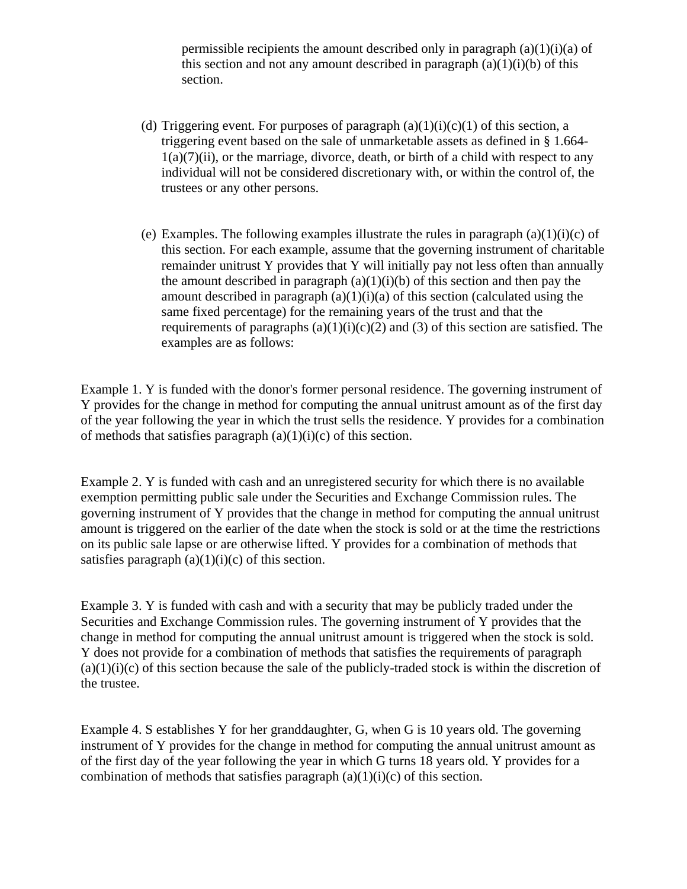permissible recipients the amount described only in paragraph (a)(1)(i)(a) of this section and not any amount described in paragraph (a)(1)(i)(b) of this section.

(d) Triggering event. For purposes of paragraph (a)(1)(i)(c)(1) of this section, a triggering event based on the sale of unmarketable assets as defined in § 1.664-1(a)(7)(ii), or the marriage, divorce, death, or birth of a child with respect to any individual will not be considered discretionary with, or within the control of, the trustees or any other persons.

(e) Examples. The following examples illustrate the rules in paragraph (a)(1)(i)(c) of this section. For each example, assume that the governing instrument of charitable remainder unitrust Y provides that Y will initially pay not less often than annually the amount described in paragraph (a)(1)(i)(b) of this section and then pay the amount described in paragraph (a)(1)(i)(a) of this section (calculated using the same fixed percentage) for the remaining years of the trust and that the requirements of paragraphs (a)(1)(i)(c)(2) and (3) of this section are satisfied. The examples are as follows:

Example 1. Y is funded with the donor's former personal residence. The governing instrument of Y provides for the change in method for computing the annual unitrust amount as of the first day of the year following the year in which the trust sells the residence. Y provides for a combination of methods that satisfies paragraph (a)(1)(i)(c) of this section.

Example 2. Y is funded with cash and an unregistered security for which there is no available exemption permitting public sale under the Securities and Exchange Commission rules. The governing instrument of Y provides that the change in method for computing the annual unitrust amount is triggered on the earlier of the date when the stock is sold or at the time the restrictions on its public sale lapse or are otherwise lifted. Y provides for a combination of methods that satisfies paragraph (a)(1)(i)(c) of this section.

Example 3. Y is funded with cash and with a security that may be publicly traded under the Securities and Exchange Commission rules. The governing instrument of Y provides that the change in method for computing the annual unitrust amount is triggered when the stock is sold. Y does not provide for a combination of methods that satisfies the requirements of paragraph (a)(1)(i)(c) of this section because the sale of the publicly-traded stock is within the discretion of the trustee.

Example 4. S establishes Y for her granddaughter, G, when G is 10 years old. The governing instrument of Y provides for the change in method for computing the annual unitrust amount as of the first day of the year following the year in which G turns 18 years old. Y provides for a combination of methods that satisfies paragraph (a)(1)(i)(c) of this section.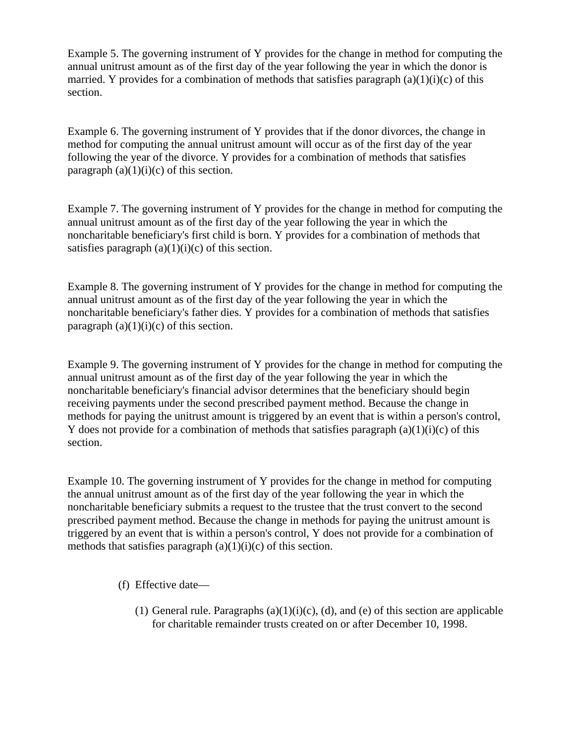Example 5. The governing instrument of Y provides for the change in method for computing the annual unitrust amount as of the first day of the year following the year in which the donor is married. Y provides for a combination of methods that satisfies paragraph (a)(1)(i)(c) of this section.

Example 6. The governing instrument of Y provides that if the donor divorces, the change in method for computing the annual unitrust amount will occur as of the first day of the year following the year of the divorce. Y provides for a combination of methods that satisfies paragraph (a)(1)(i)(c) of this section.

Example 7. The governing instrument of Y provides for the change in method for computing the annual unitrust amount as of the first day of the year following the year in which the noncharitable beneficiary's first child is born. Y provides for a combination of methods that satisfies paragraph (a)(1)(i)(c) of this section.

Example 8. The governing instrument of Y provides for the change in method for computing the annual unitrust amount as of the first day of the year following the year in which the noncharitable beneficiary's father dies. Y provides for a combination of methods that satisfies paragraph (a)(1)(i)(c) of this section.

Example 9. The governing instrument of Y provides for the change in method for computing the annual unitrust amount as of the first day of the year following the year in which the noncharitable beneficiary's financial advisor determines that the beneficiary should begin receiving payments under the second prescribed payment method. Because the change in methods for paying the unitrust amount is triggered by an event that is within a person's control, Y does not provide for a combination of methods that satisfies paragraph (a)(1)(i)(c) of this section.

Example 10. The governing instrument of Y provides for the change in method for computing the annual unitrust amount as of the first day of the year following the year in which the noncharitable beneficiary submits a request to the trustee that the trust convert to the second prescribed payment method. Because the change in methods for paying the unitrust amount is triggered by an event that is within a person's control, Y does not provide for a combination of methods that satisfies paragraph (a)(1)(i)(c) of this section.

(f) Effective date—

(1) General rule. Paragraphs (a)(1)(i)(c), (d), and (e) of this section are applicable for charitable remainder trusts created on or after December 10, 1998.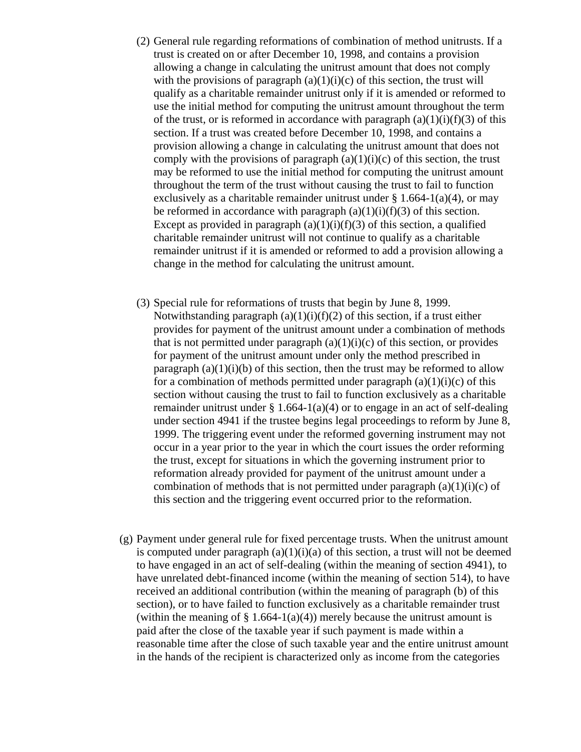(2) General rule regarding reformations of combination of method unitrusts. If a trust is created on or after December 10, 1998, and contains a provision allowing a change in calculating the unitrust amount that does not comply with the provisions of paragraph (a)(1)(i)(c) of this section, the trust will qualify as a charitable remainder unitrust only if it is amended or reformed to use the initial method for computing the unitrust amount throughout the term of the trust, or is reformed in accordance with paragraph (a)(1)(i)(f)(3) of this section. If a trust was created before December 10, 1998, and contains a provision allowing a change in calculating the unitrust amount that does not comply with the provisions of paragraph (a)(1)(i)(c) of this section, the trust may be reformed to use the initial method for computing the unitrust amount throughout the term of the trust without causing the trust to fail to function exclusively as a charitable remainder unitrust under § 1.664-1(a)(4), or may be reformed in accordance with paragraph (a)(1)(i)(f)(3) of this section. Except as provided in paragraph (a)(1)(i)(f)(3) of this section, a qualified charitable remainder unitrust will not continue to qualify as a charitable remainder unitrust if it is amended or reformed to add a provision allowing a change in the method for calculating the unitrust amount.

(3) Special rule for reformations of trusts that begin by June 8, 1999. Notwithstanding paragraph (a)(1)(i)(f)(2) of this section, if a trust either provides for payment of the unitrust amount under a combination of methods that is not permitted under paragraph (a)(1)(i)(c) of this section, or provides for payment of the unitrust amount under only the method prescribed in paragraph (a)(1)(i)(b) of this section, then the trust may be reformed to allow for a combination of methods permitted under paragraph (a)(1)(i)(c) of this section without causing the trust to fail to function exclusively as a charitable remainder unitrust under § 1.664-1(a)(4) or to engage in an act of self-dealing under section 4941 if the trustee begins legal proceedings to reform by June 8, 1999. The triggering event under the reformed governing instrument may not occur in a year prior to the year in which the court issues the order reforming the trust, except for situations in which the governing instrument prior to reformation already provided for payment of the unitrust amount under a combination of methods that is not permitted under paragraph (a)(1)(i)(c) of this section and the triggering event occurred prior to the reformation.

(g) Payment under general rule for fixed percentage trusts. When the unitrust amount is computed under paragraph (a)(1)(i)(a) of this section, a trust will not be deemed to have engaged in an act of self-dealing (within the meaning of section 4941), to have unrelated debt-financed income (within the meaning of section 514), to have received an additional contribution (within the meaning of paragraph (b) of this section), or to have failed to function exclusively as a charitable remainder trust (within the meaning of § 1.664-1(a)(4)) merely because the unitrust amount is paid after the close of the taxable year if such payment is made within a reasonable time after the close of such taxable year and the entire unitrust amount in the hands of the recipient is characterized only as income from the categories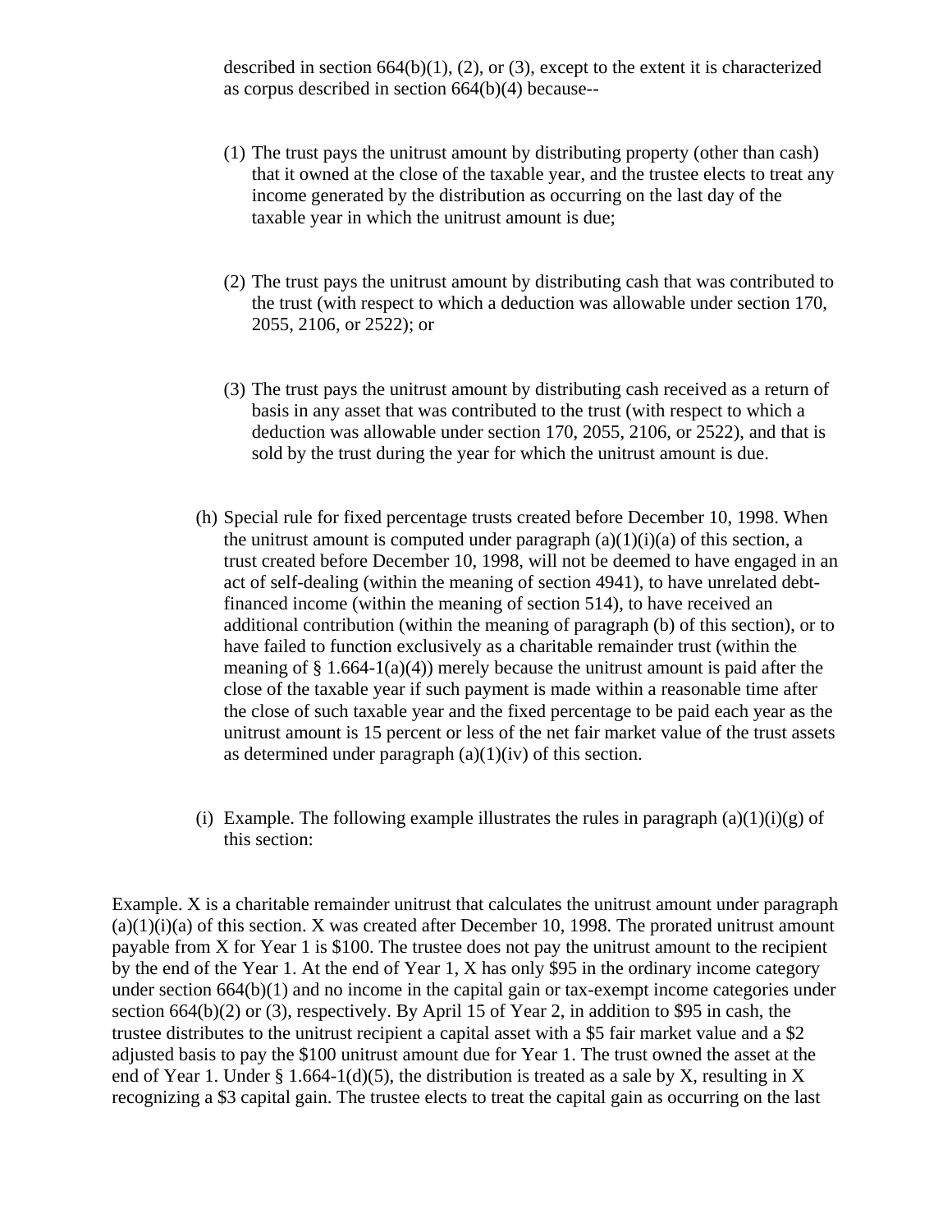described in section 664(b)(1), (2), or (3), except to the extent it is characterized as corpus described in section 664(b)(4) because--

(1) The trust pays the unitrust amount by distributing property (other than cash) that it owned at the close of the taxable year, and the trustee elects to treat any income generated by the distribution as occurring on the last day of the taxable year in which the unitrust amount is due;

(2) The trust pays the unitrust amount by distributing cash that was contributed to the trust (with respect to which a deduction was allowable under section 170, 2055, 2106, or 2522); or

(3) The trust pays the unitrust amount by distributing cash received as a return of basis in any asset that was contributed to the trust (with respect to which a deduction was allowable under section 170, 2055, 2106, or 2522), and that is sold by the trust during the year for which the unitrust amount is due.

(h) Special rule for fixed percentage trusts created before December 10, 1998. When the unitrust amount is computed under paragraph (a)(1)(i)(a) of this section, a trust created before December 10, 1998, will not be deemed to have engaged in an act of self-dealing (within the meaning of section 4941), to have unrelated debt-financed income (within the meaning of section 514), to have received an additional contribution (within the meaning of paragraph (b) of this section), or to have failed to function exclusively as a charitable remainder trust (within the meaning of § 1.664-1(a)(4)) merely because the unitrust amount is paid after the close of the taxable year if such payment is made within a reasonable time after the close of such taxable year and the fixed percentage to be paid each year as the unitrust amount is 15 percent or less of the net fair market value of the trust assets as determined under paragraph (a)(1)(iv) of this section.

(i) Example. The following example illustrates the rules in paragraph (a)(1)(i)(g) of this section:

Example. X is a charitable remainder unitrust that calculates the unitrust amount under paragraph (a)(1)(i)(a) of this section. X was created after December 10, 1998. The prorated unitrust amount payable from X for Year 1 is $100. The trustee does not pay the unitrust amount to the recipient by the end of the Year 1. At the end of Year 1, X has only $95 in the ordinary income category under section 664(b)(1) and no income in the capital gain or tax-exempt income categories under section 664(b)(2) or (3), respectively. By April 15 of Year 2, in addition to $95 in cash, the trustee distributes to the unitrust recipient a capital asset with a $5 fair market value and a $2 adjusted basis to pay the $100 unitrust amount due for Year 1. The trust owned the asset at the end of Year 1. Under § 1.664-1(d)(5), the distribution is treated as a sale by X, resulting in X recognizing a $3 capital gain. The trustee elects to treat the capital gain as occurring on the last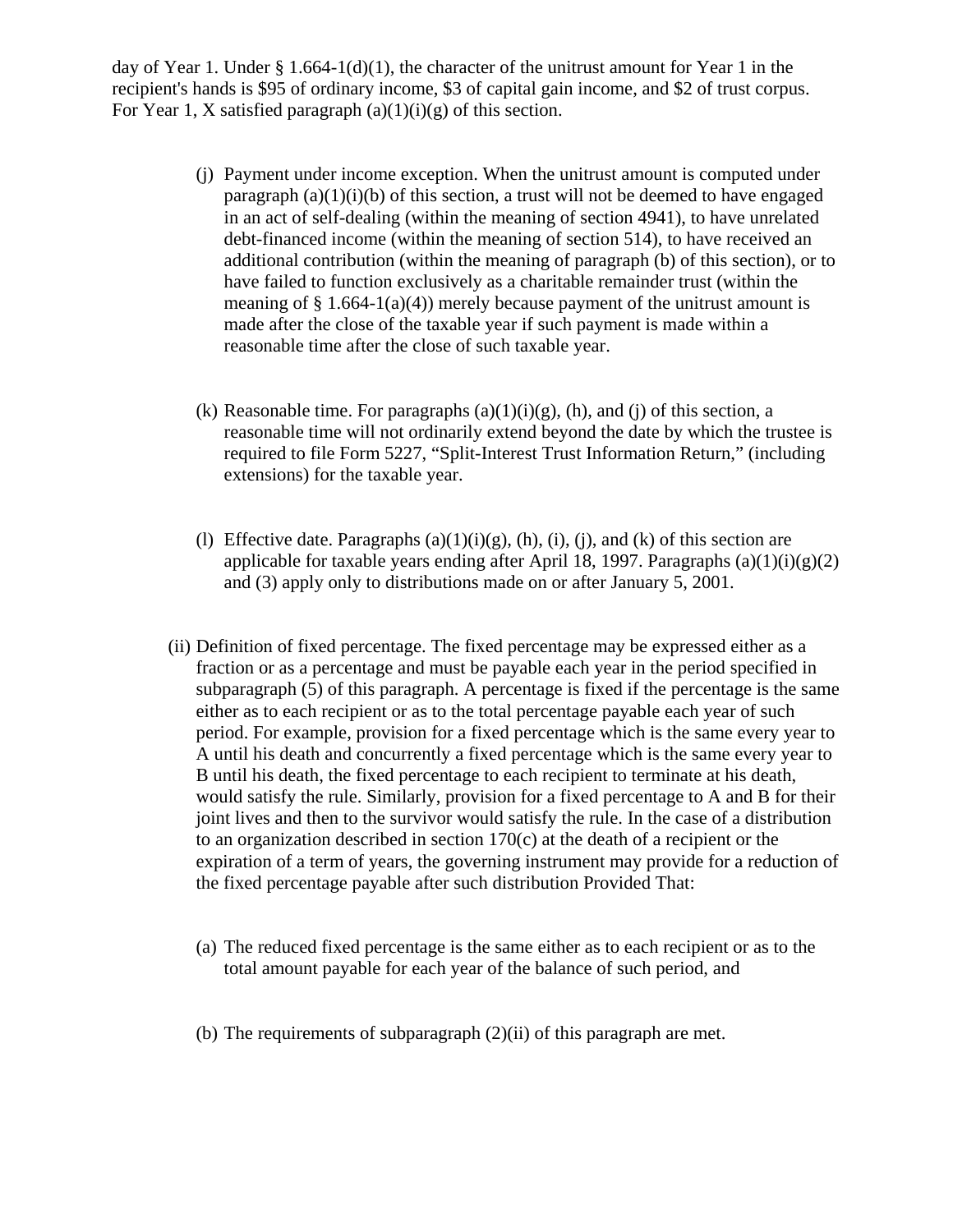day of Year 1. Under § 1.664-1(d)(1), the character of the unitrust amount for Year 1 in the recipient's hands is $95 of ordinary income, $3 of capital gain income, and $2 of trust corpus. For Year 1, X satisfied paragraph (a)(1)(i)(g) of this section.

(j) Payment under income exception. When the unitrust amount is computed under paragraph (a)(1)(i)(b) of this section, a trust will not be deemed to have engaged in an act of self-dealing (within the meaning of section 4941), to have unrelated debt-financed income (within the meaning of section 514), to have received an additional contribution (within the meaning of paragraph (b) of this section), or to have failed to function exclusively as a charitable remainder trust (within the meaning of § 1.664-1(a)(4)) merely because payment of the unitrust amount is made after the close of the taxable year if such payment is made within a reasonable time after the close of such taxable year.

(k) Reasonable time. For paragraphs (a)(1)(i)(g), (h), and (j) of this section, a reasonable time will not ordinarily extend beyond the date by which the trustee is required to file Form 5227, "Split-Interest Trust Information Return," (including extensions) for the taxable year.

(l) Effective date. Paragraphs (a)(1)(i)(g), (h), (i), (j), and (k) of this section are applicable for taxable years ending after April 18, 1997. Paragraphs (a)(1)(i)(g)(2) and (3) apply only to distributions made on or after January 5, 2001.

(ii) Definition of fixed percentage. The fixed percentage may be expressed either as a fraction or as a percentage and must be payable each year in the period specified in subparagraph (5) of this paragraph. A percentage is fixed if the percentage is the same either as to each recipient or as to the total percentage payable each year of such period. For example, provision for a fixed percentage which is the same every year to A until his death and concurrently a fixed percentage which is the same every year to B until his death, the fixed percentage to each recipient to terminate at his death, would satisfy the rule. Similarly, provision for a fixed percentage to A and B for their joint lives and then to the survivor would satisfy the rule. In the case of a distribution to an organization described in section 170(c) at the death of a recipient or the expiration of a term of years, the governing instrument may provide for a reduction of the fixed percentage payable after such distribution Provided That:

(a) The reduced fixed percentage is the same either as to each recipient or as to the total amount payable for each year of the balance of such period, and

(b) The requirements of subparagraph (2)(ii) of this paragraph are met.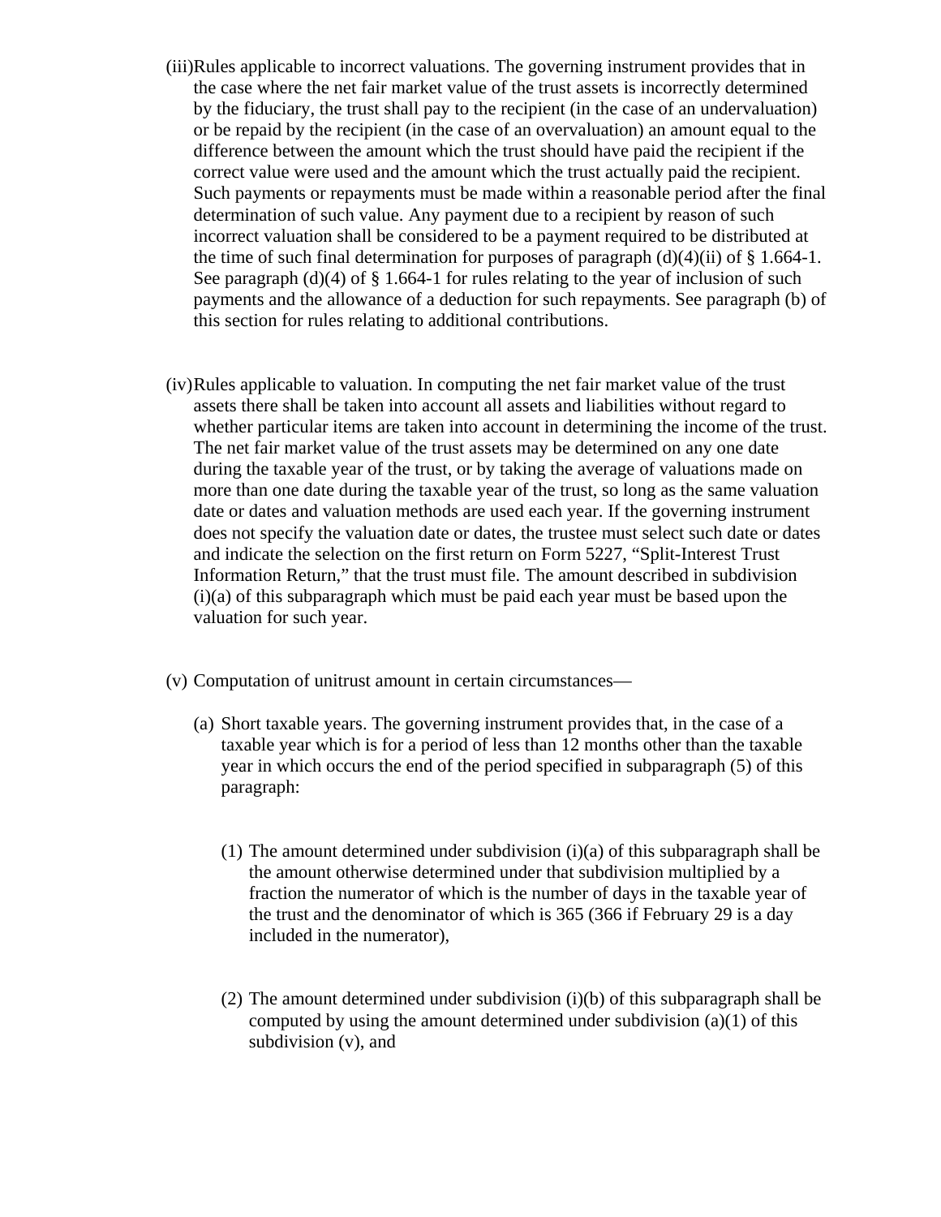(iii) Rules applicable to incorrect valuations. The governing instrument provides that in the case where the net fair market value of the trust assets is incorrectly determined by the fiduciary, the trust shall pay to the recipient (in the case of an undervaluation) or be repaid by the recipient (in the case of an overvaluation) an amount equal to the difference between the amount which the trust should have paid the recipient if the correct value were used and the amount which the trust actually paid the recipient. Such payments or repayments must be made within a reasonable period after the final determination of such value. Any payment due to a recipient by reason of such incorrect valuation shall be considered to be a payment required to be distributed at the time of such final determination for purposes of paragraph (d)(4)(ii) of § 1.664-1. See paragraph (d)(4) of § 1.664-1 for rules relating to the year of inclusion of such payments and the allowance of a deduction for such repayments. See paragraph (b) of this section for rules relating to additional contributions.

(iv) Rules applicable to valuation. In computing the net fair market value of the trust assets there shall be taken into account all assets and liabilities without regard to whether particular items are taken into account in determining the income of the trust. The net fair market value of the trust assets may be determined on any one date during the taxable year of the trust, or by taking the average of valuations made on more than one date during the taxable year of the trust, so long as the same valuation date or dates and valuation methods are used each year. If the governing instrument does not specify the valuation date or dates, the trustee must select such date or dates and indicate the selection on the first return on Form 5227, "Split-Interest Trust Information Return," that the trust must file. The amount described in subdivision (i)(a) of this subparagraph which must be paid each year must be based upon the valuation for such year.

(v) Computation of unitrust amount in certain circumstances—

  (a) Short taxable years. The governing instrument provides that, in the case of a taxable year which is for a period of less than 12 months other than the taxable year in which occurs the end of the period specified in subparagraph (5) of this paragraph:

    (1) The amount determined under subdivision (i)(a) of this subparagraph shall be the amount otherwise determined under that subdivision multiplied by a fraction the numerator of which is the number of days in the taxable year of the trust and the denominator of which is 365 (366 if February 29 is a day included in the numerator),

    (2) The amount determined under subdivision (i)(b) of this subparagraph shall be computed by using the amount determined under subdivision (a)(1) of this subdivision (v), and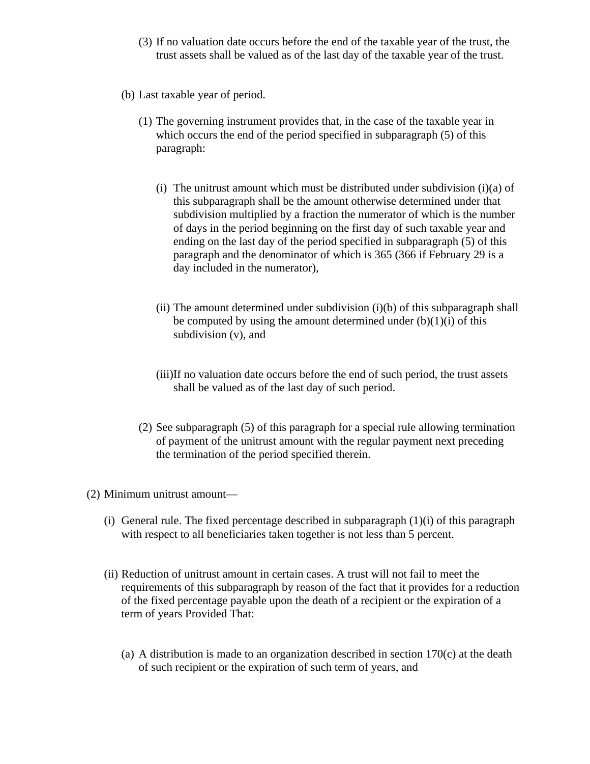(3) If no valuation date occurs before the end of the taxable year of the trust, the trust assets shall be valued as of the last day of the taxable year of the trust.

(b) Last taxable year of period.

(1) The governing instrument provides that, in the case of the taxable year in which occurs the end of the period specified in subparagraph (5) of this paragraph:

(i) The unitrust amount which must be distributed under subdivision (i)(a) of this subparagraph shall be the amount otherwise determined under that subdivision multiplied by a fraction the numerator of which is the number of days in the period beginning on the first day of such taxable year and ending on the last day of the period specified in subparagraph (5) of this paragraph and the denominator of which is 365 (366 if February 29 is a day included in the numerator),

(ii) The amount determined under subdivision (i)(b) of this subparagraph shall be computed by using the amount determined under (b)(1)(i) of this subdivision (v), and

(iii)If no valuation date occurs before the end of such period, the trust assets shall be valued as of the last day of such period.

(2) See subparagraph (5) of this paragraph for a special rule allowing termination of payment of the unitrust amount with the regular payment next preceding the termination of the period specified therein.

(2) Minimum unitrust amount—

(i) General rule. The fixed percentage described in subparagraph (1)(i) of this paragraph with respect to all beneficiaries taken together is not less than 5 percent.

(ii) Reduction of unitrust amount in certain cases. A trust will not fail to meet the requirements of this subparagraph by reason of the fact that it provides for a reduction of the fixed percentage payable upon the death of a recipient or the expiration of a term of years Provided That:

(a) A distribution is made to an organization described in section 170(c) at the death of such recipient or the expiration of such term of years, and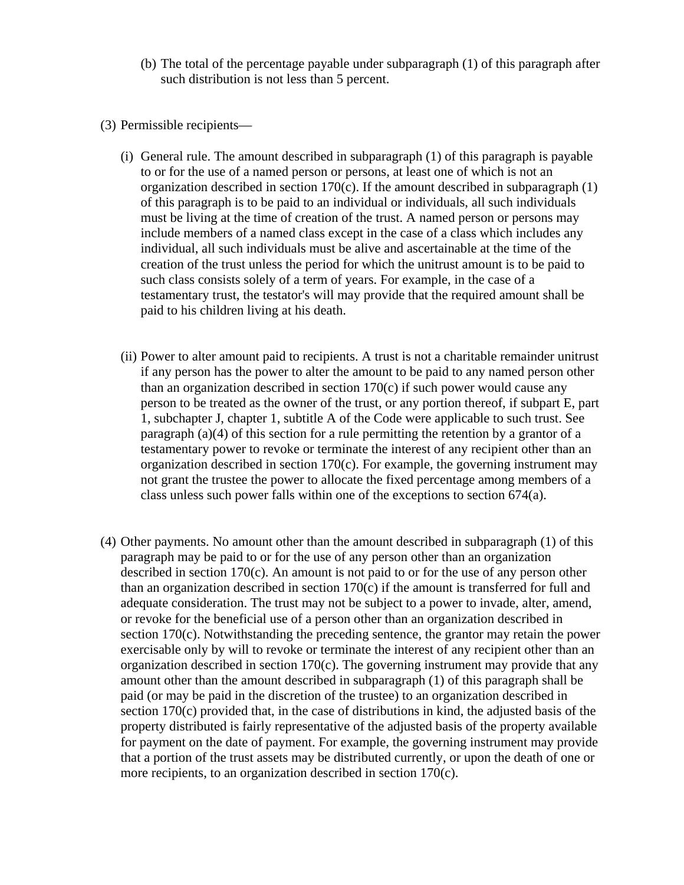(b) The total of the percentage payable under subparagraph (1) of this paragraph after such distribution is not less than 5 percent.

(3) Permissible recipients—

(i) General rule. The amount described in subparagraph (1) of this paragraph is payable to or for the use of a named person or persons, at least one of which is not an organization described in section 170(c). If the amount described in subparagraph (1) of this paragraph is to be paid to an individual or individuals, all such individuals must be living at the time of creation of the trust. A named person or persons may include members of a named class except in the case of a class which includes any individual, all such individuals must be alive and ascertainable at the time of the creation of the trust unless the period for which the unitrust amount is to be paid to such class consists solely of a term of years. For example, in the case of a testamentary trust, the testator's will may provide that the required amount shall be paid to his children living at his death.

(ii) Power to alter amount paid to recipients. A trust is not a charitable remainder unitrust if any person has the power to alter the amount to be paid to any named person other than an organization described in section 170(c) if such power would cause any person to be treated as the owner of the trust, or any portion thereof, if subpart E, part 1, subchapter J, chapter 1, subtitle A of the Code were applicable to such trust. See paragraph (a)(4) of this section for a rule permitting the retention by a grantor of a testamentary power to revoke or terminate the interest of any recipient other than an organization described in section 170(c). For example, the governing instrument may not grant the trustee the power to allocate the fixed percentage among members of a class unless such power falls within one of the exceptions to section 674(a).

(4) Other payments. No amount other than the amount described in subparagraph (1) of this paragraph may be paid to or for the use of any person other than an organization described in section 170(c). An amount is not paid to or for the use of any person other than an organization described in section 170(c) if the amount is transferred for full and adequate consideration. The trust may not be subject to a power to invade, alter, amend, or revoke for the beneficial use of a person other than an organization described in section 170(c). Notwithstanding the preceding sentence, the grantor may retain the power exercisable only by will to revoke or terminate the interest of any recipient other than an organization described in section 170(c). The governing instrument may provide that any amount other than the amount described in subparagraph (1) of this paragraph shall be paid (or may be paid in the discretion of the trustee) to an organization described in section 170(c) provided that, in the case of distributions in kind, the adjusted basis of the property distributed is fairly representative of the adjusted basis of the property available for payment on the date of payment. For example, the governing instrument may provide that a portion of the trust assets may be distributed currently, or upon the death of one or more recipients, to an organization described in section 170(c).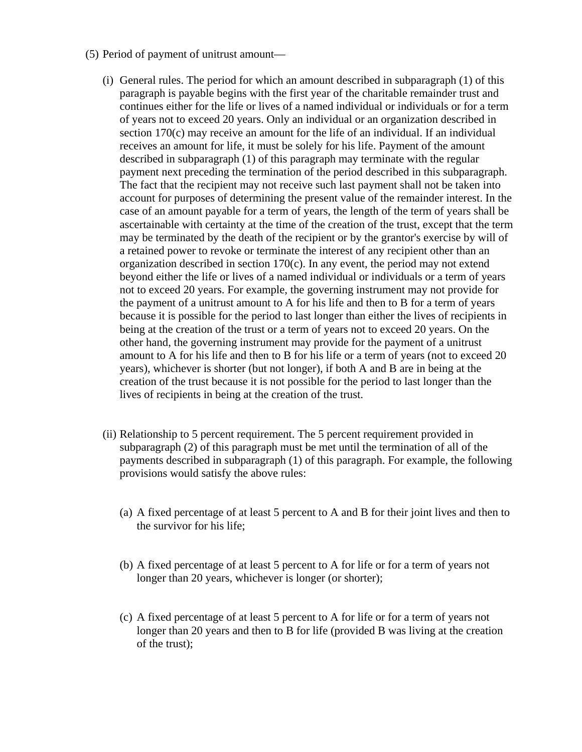(5) Period of payment of unitrust amount—

(i) General rules. The period for which an amount described in subparagraph (1) of this paragraph is payable begins with the first year of the charitable remainder trust and continues either for the life or lives of a named individual or individuals or for a term of years not to exceed 20 years. Only an individual or an organization described in section 170(c) may receive an amount for the life of an individual. If an individual receives an amount for life, it must be solely for his life. Payment of the amount described in subparagraph (1) of this paragraph may terminate with the regular payment next preceding the termination of the period described in this subparagraph. The fact that the recipient may not receive such last payment shall not be taken into account for purposes of determining the present value of the remainder interest. In the case of an amount payable for a term of years, the length of the term of years shall be ascertainable with certainty at the time of the creation of the trust, except that the term may be terminated by the death of the recipient or by the grantor's exercise by will of a retained power to revoke or terminate the interest of any recipient other than an organization described in section 170(c). In any event, the period may not extend beyond either the life or lives of a named individual or individuals or a term of years not to exceed 20 years. For example, the governing instrument may not provide for the payment of a unitrust amount to A for his life and then to B for a term of years because it is possible for the period to last longer than either the lives of recipients in being at the creation of the trust or a term of years not to exceed 20 years. On the other hand, the governing instrument may provide for the payment of a unitrust amount to A for his life and then to B for his life or a term of years (not to exceed 20 years), whichever is shorter (but not longer), if both A and B are in being at the creation of the trust because it is not possible for the period to last longer than the lives of recipients in being at the creation of the trust.

(ii) Relationship to 5 percent requirement. The 5 percent requirement provided in subparagraph (2) of this paragraph must be met until the termination of all of the payments described in subparagraph (1) of this paragraph. For example, the following provisions would satisfy the above rules:

(a) A fixed percentage of at least 5 percent to A and B for their joint lives and then to the survivor for his life;

(b) A fixed percentage of at least 5 percent to A for life or for a term of years not longer than 20 years, whichever is longer (or shorter);

(c) A fixed percentage of at least 5 percent to A for life or for a term of years not longer than 20 years and then to B for life (provided B was living at the creation of the trust);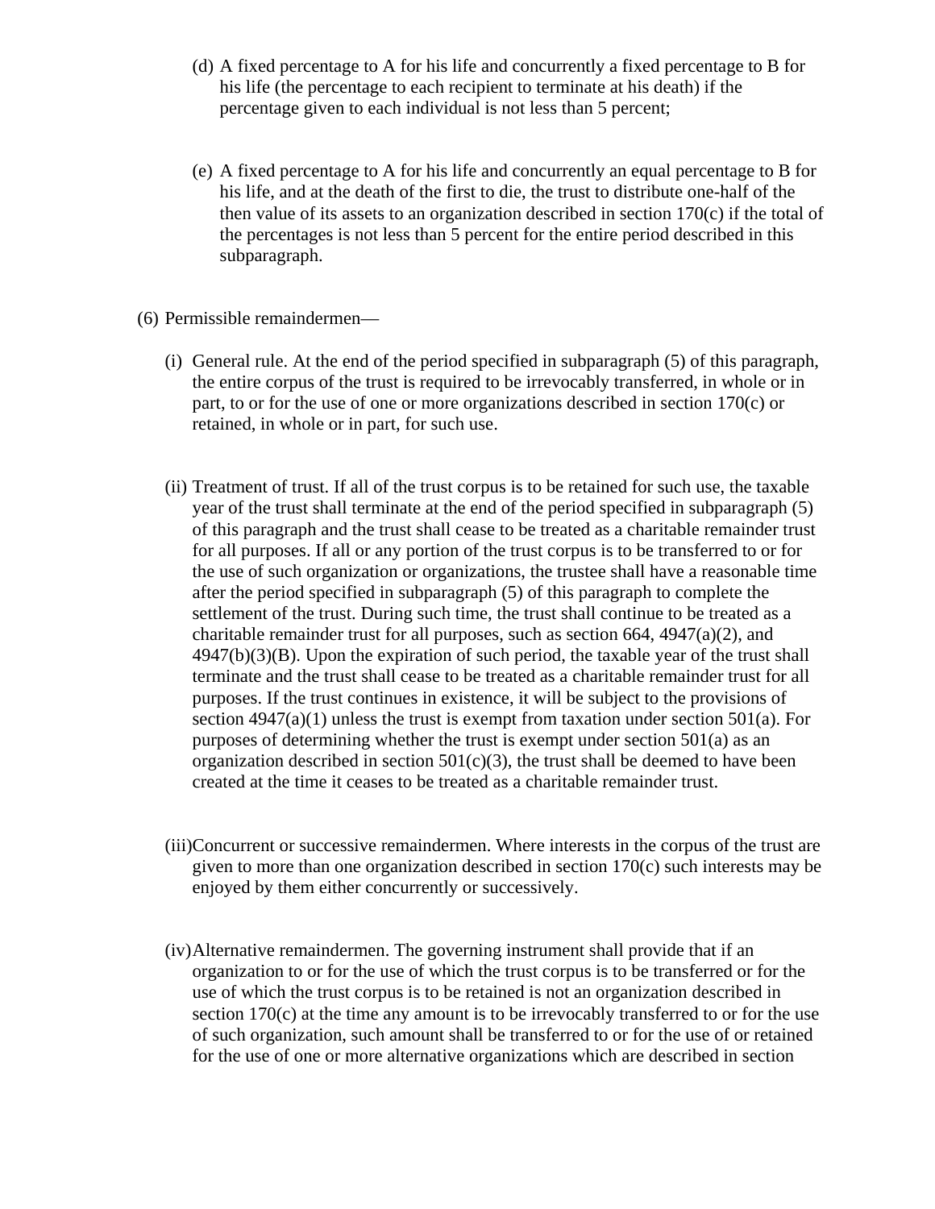(d) A fixed percentage to A for his life and concurrently a fixed percentage to B for his life (the percentage to each recipient to terminate at his death) if the percentage given to each individual is not less than 5 percent;

(e) A fixed percentage to A for his life and concurrently an equal percentage to B for his life, and at the death of the first to die, the trust to distribute one-half of the then value of its assets to an organization described in section 170(c) if the total of the percentages is not less than 5 percent for the entire period described in this subparagraph.

(6) Permissible remaindermen—

(i) General rule. At the end of the period specified in subparagraph (5) of this paragraph, the entire corpus of the trust is required to be irrevocably transferred, in whole or in part, to or for the use of one or more organizations described in section 170(c) or retained, in whole or in part, for such use.

(ii) Treatment of trust. If all of the trust corpus is to be retained for such use, the taxable year of the trust shall terminate at the end of the period specified in subparagraph (5) of this paragraph and the trust shall cease to be treated as a charitable remainder trust for all purposes. If all or any portion of the trust corpus is to be transferred to or for the use of such organization or organizations, the trustee shall have a reasonable time after the period specified in subparagraph (5) of this paragraph to complete the settlement of the trust. During such time, the trust shall continue to be treated as a charitable remainder trust for all purposes, such as section 664, 4947(a)(2), and 4947(b)(3)(B). Upon the expiration of such period, the taxable year of the trust shall terminate and the trust shall cease to be treated as a charitable remainder trust for all purposes. If the trust continues in existence, it will be subject to the provisions of section 4947(a)(1) unless the trust is exempt from taxation under section 501(a). For purposes of determining whether the trust is exempt under section 501(a) as an organization described in section 501(c)(3), the trust shall be deemed to have been created at the time it ceases to be treated as a charitable remainder trust.

(iii) Concurrent or successive remaindermen. Where interests in the corpus of the trust are given to more than one organization described in section 170(c) such interests may be enjoyed by them either concurrently or successively.

(iv) Alternative remaindermen. The governing instrument shall provide that if an organization to or for the use of which the trust corpus is to be transferred or for the use of which the trust corpus is to be retained is not an organization described in section 170(c) at the time any amount is to be irrevocably transferred to or for the use of such organization, such amount shall be transferred to or for the use of or retained for the use of one or more alternative organizations which are described in section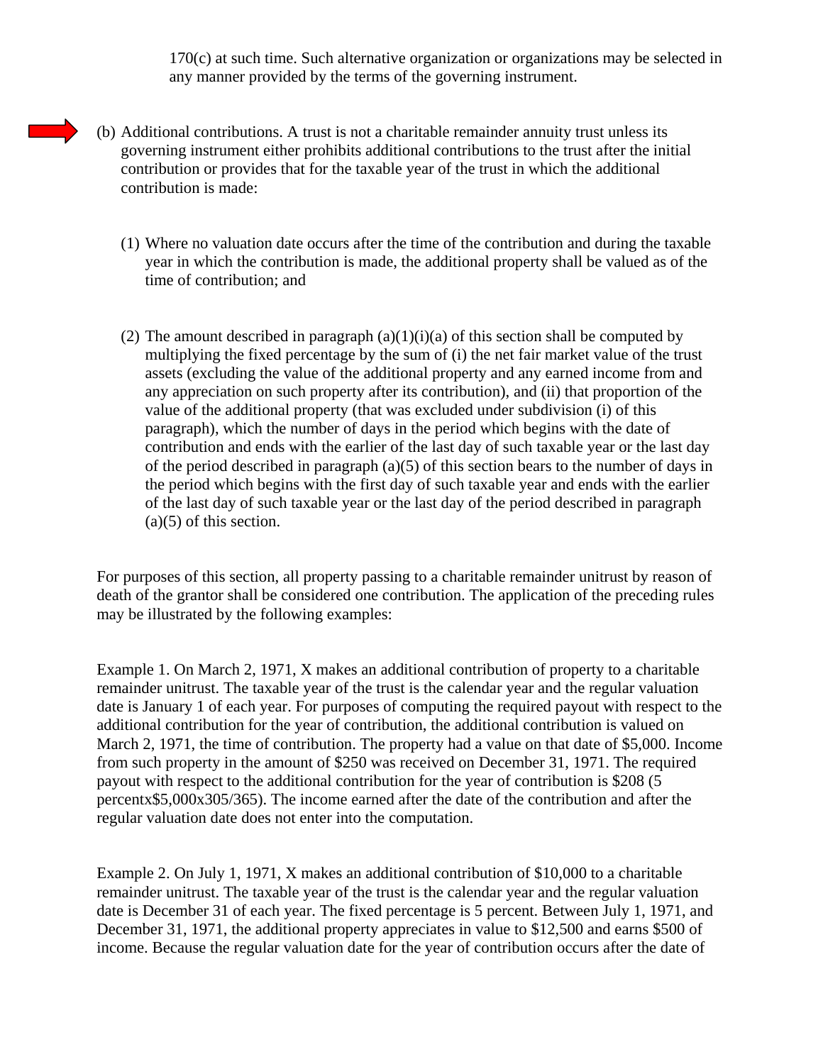170(c) at such time. Such alternative organization or organizations may be selected in any manner provided by the terms of the governing instrument.

(b) Additional contributions. A trust is not a charitable remainder annuity trust unless its governing instrument either prohibits additional contributions to the trust after the initial contribution or provides that for the taxable year of the trust in which the additional contribution is made:

(1) Where no valuation date occurs after the time of the contribution and during the taxable year in which the contribution is made, the additional property shall be valued as of the time of contribution; and

(2) The amount described in paragraph (a)(1)(i)(a) of this section shall be computed by multiplying the fixed percentage by the sum of (i) the net fair market value of the trust assets (excluding the value of the additional property and any earned income from and any appreciation on such property after its contribution), and (ii) that proportion of the value of the additional property (that was excluded under subdivision (i) of this paragraph), which the number of days in the period which begins with the date of contribution and ends with the earlier of the last day of such taxable year or the last day of the period described in paragraph (a)(5) of this section bears to the number of days in the period which begins with the first day of such taxable year and ends with the earlier of the last day of such taxable year or the last day of the period described in paragraph (a)(5) of this section.

For purposes of this section, all property passing to a charitable remainder unitrust by reason of death of the grantor shall be considered one contribution. The application of the preceding rules may be illustrated by the following examples:

Example 1. On March 2, 1971, X makes an additional contribution of property to a charitable remainder unitrust. The taxable year of the trust is the calendar year and the regular valuation date is January 1 of each year. For purposes of computing the required payout with respect to the additional contribution for the year of contribution, the additional contribution is valued on March 2, 1971, the time of contribution. The property had a value on that date of $5,000. Income from such property in the amount of $250 was received on December 31, 1971. The required payout with respect to the additional contribution for the year of contribution is $208 (5 percentx$5,000x305/365). The income earned after the date of the contribution and after the regular valuation date does not enter into the computation.

Example 2. On July 1, 1971, X makes an additional contribution of $10,000 to a charitable remainder unitrust. The taxable year of the trust is the calendar year and the regular valuation date is December 31 of each year. The fixed percentage is 5 percent. Between July 1, 1971, and December 31, 1971, the additional property appreciates in value to $12,500 and earns $500 of income. Because the regular valuation date for the year of contribution occurs after the date of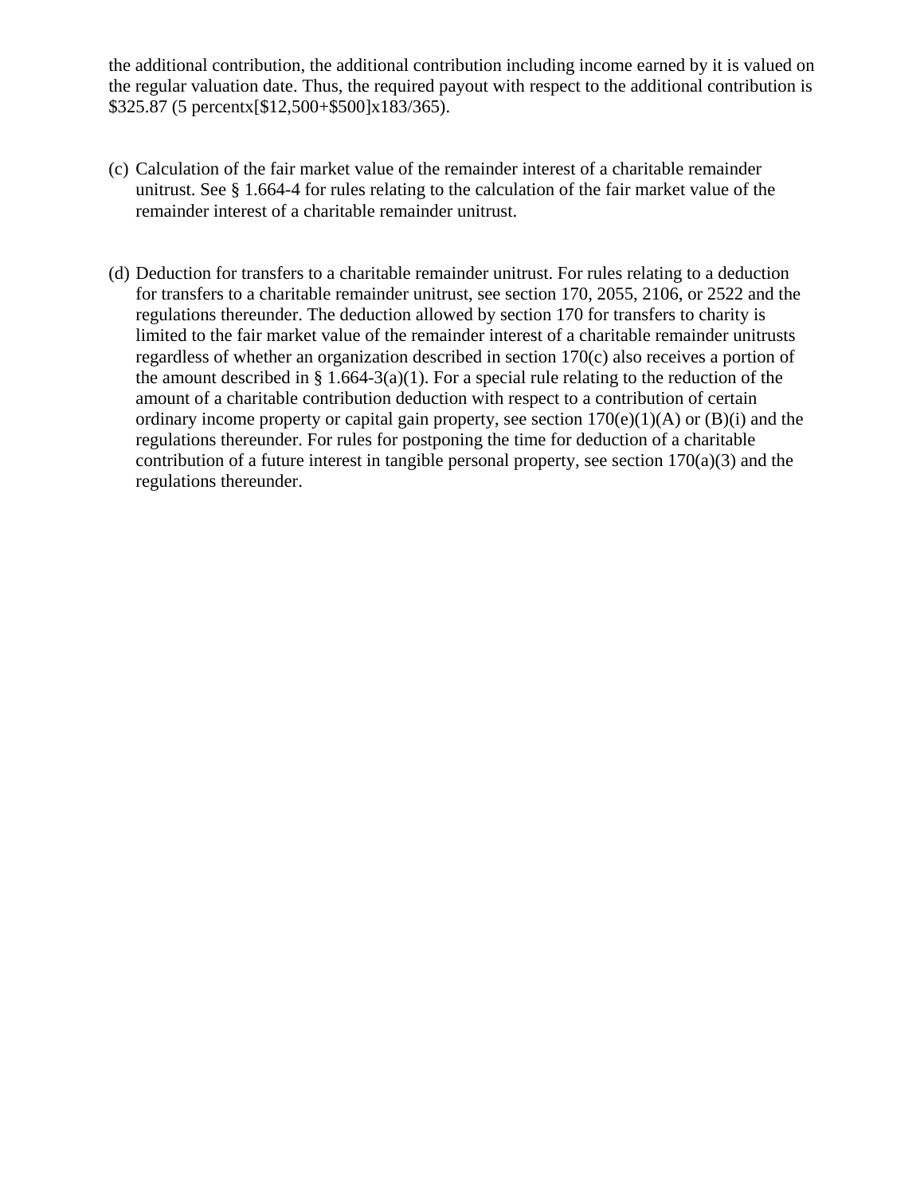the additional contribution, the additional contribution including income earned by it is valued on the regular valuation date. Thus, the required payout with respect to the additional contribution is $325.87 (5 percentx[$12,500+$500]x183/365).

(c) Calculation of the fair market value of the remainder interest of a charitable remainder unitrust. See § 1.664-4 for rules relating to the calculation of the fair market value of the remainder interest of a charitable remainder unitrust.

(d) Deduction for transfers to a charitable remainder unitrust. For rules relating to a deduction for transfers to a charitable remainder unitrust, see section 170, 2055, 2106, or 2522 and the regulations thereunder. The deduction allowed by section 170 for transfers to charity is limited to the fair market value of the remainder interest of a charitable remainder unitrusts regardless of whether an organization described in section 170(c) also receives a portion of the amount described in § 1.664-3(a)(1). For a special rule relating to the reduction of the amount of a charitable contribution deduction with respect to a contribution of certain ordinary income property or capital gain property, see section 170(e)(1)(A) or (B)(i) and the regulations thereunder. For rules for postponing the time for deduction of a charitable contribution of a future interest in tangible personal property, see section 170(a)(3) and the regulations thereunder.